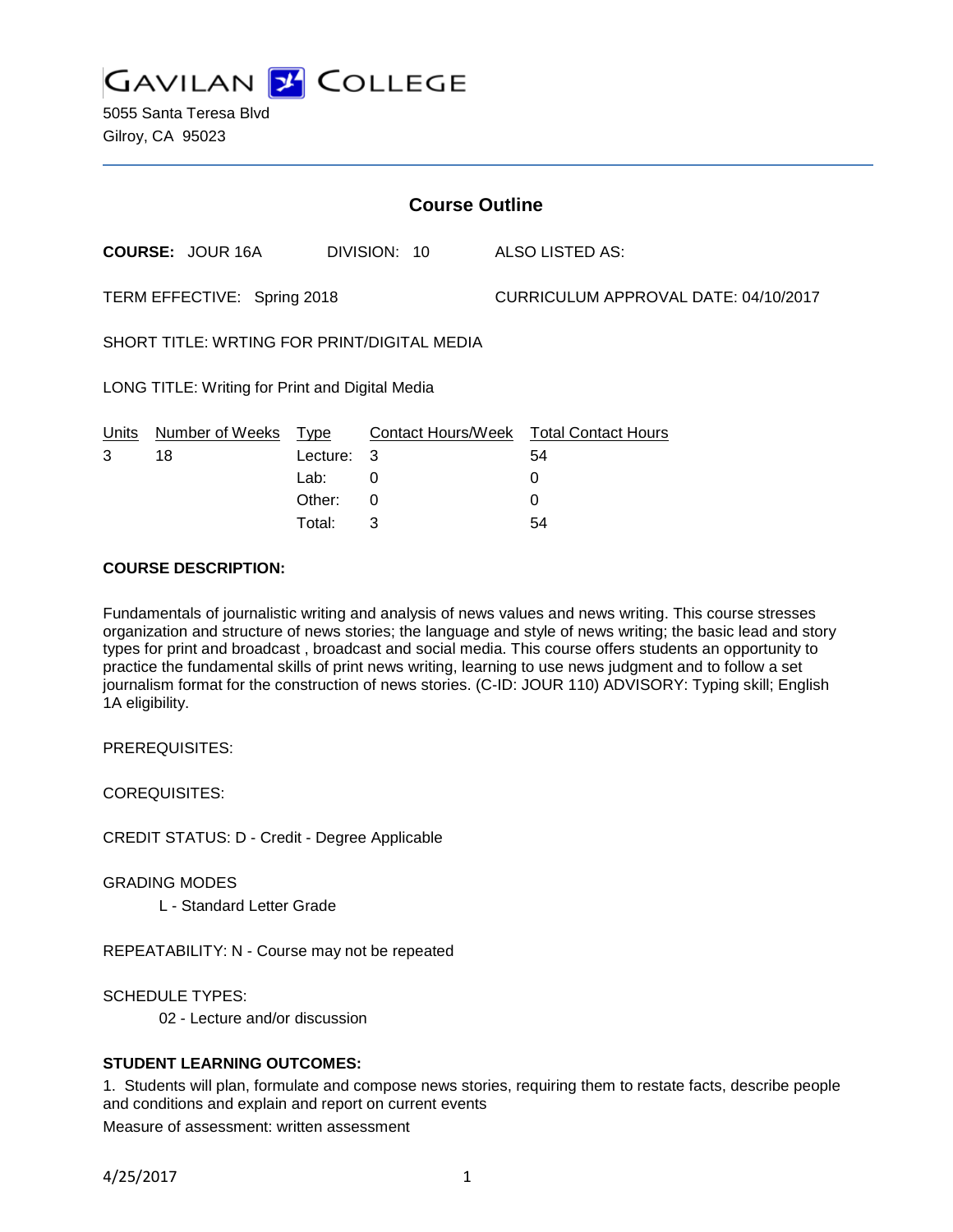# GAVILAN COLLEGE

5055 Santa Teresa Blvd
Gilroy, CA 95023

## Course Outline

**COURSE:** JOUR 16A DIVISION: 10 ALSO LISTED AS:

TERM EFFECTIVE: Spring 2018 CURRICULUM APPROVAL DATE: 04/10/2017

SHORT TITLE: WRTING FOR PRINT/DIGITAL MEDIA

LONG TITLE: Writing for Print and Digital Media

| Units | Number of Weeks | Type | Contact Hours/Week | Total Contact Hours |
|---|---|---|---|---|
| 3 | 18 | Lecture: | 3 | 54 |
| | | Lab: | 0 | 0 |
| | | Other: | 0 | 0 |
| | | Total: | 3 | 54 |

**COURSE DESCRIPTION:**

Fundamentals of journalistic writing and analysis of news values and news writing. This course stresses organization and structure of news stories; the language and style of news writing; the basic lead and story types for print and broadcast , broadcast and social media. This course offers students an opportunity to practice the fundamental skills of print news writing, learning to use news judgment and to follow a set journalism format for the construction of news stories. (C-ID: JOUR 110) ADVISORY: Typing skill; English 1A eligibility.

PREREQUISITES:

COREQUISITES:

CREDIT STATUS: D - Credit - Degree Applicable

GRADING MODES

L - Standard Letter Grade

REPEATABILITY: N - Course may not be repeated

SCHEDULE TYPES:

02 - Lecture and/or discussion

**STUDENT LEARNING OUTCOMES:**

1. Students will plan, formulate and compose news stories, requiring them to restate facts, describe people and conditions and explain and report on current events

Measure of assessment: written assessment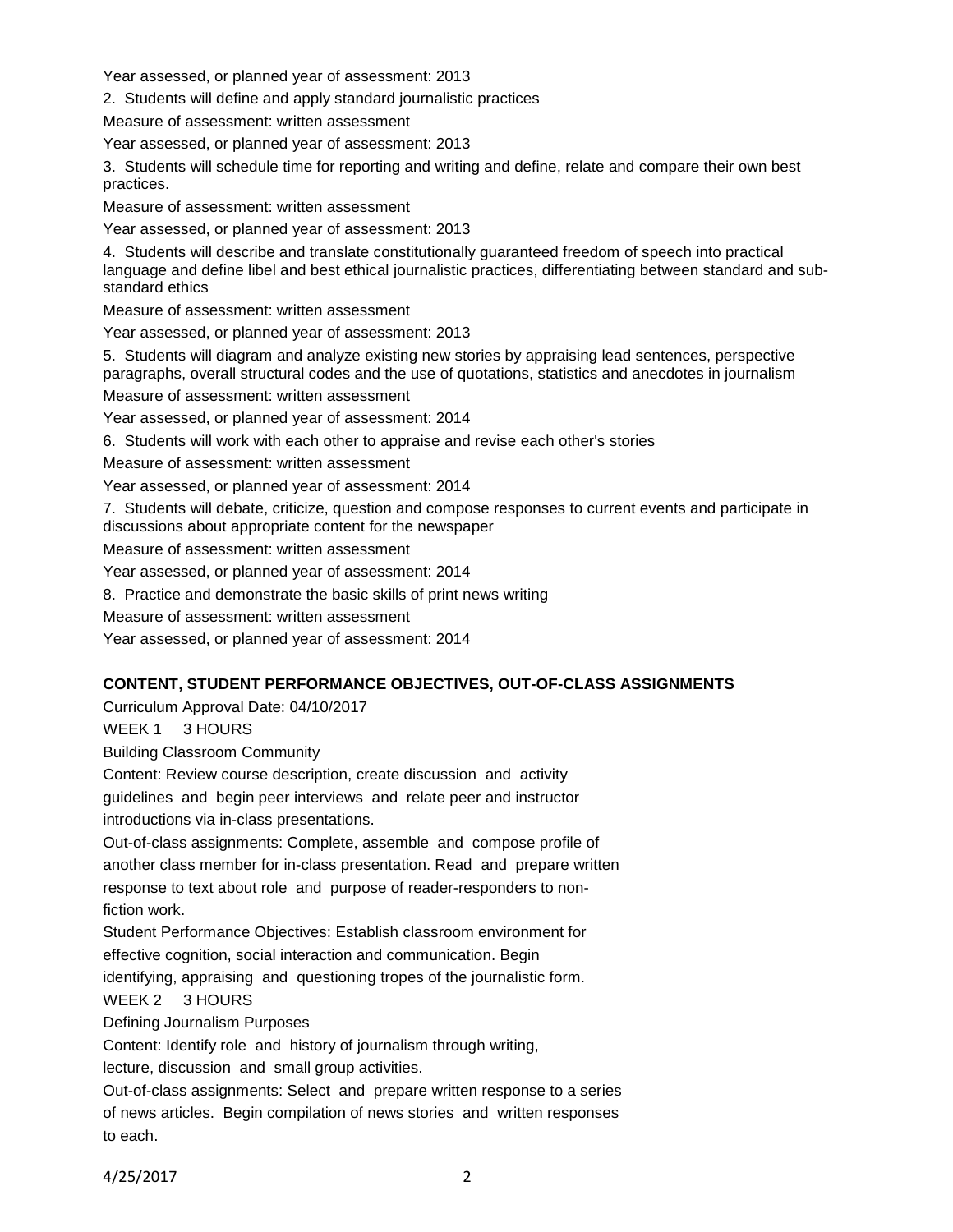Year assessed, or planned year of assessment: 2013

2. Students will define and apply standard journalistic practices

Measure of assessment: written assessment

Year assessed, or planned year of assessment: 2013

3. Students will schedule time for reporting and writing and define, relate and compare their own best practices.

Measure of assessment: written assessment

Year assessed, or planned year of assessment: 2013

4. Students will describe and translate constitutionally guaranteed freedom of speech into practical language and define libel and best ethical journalistic practices, differentiating between standard and sub-standard ethics

Measure of assessment: written assessment

Year assessed, or planned year of assessment: 2013

5. Students will diagram and analyze existing new stories by appraising lead sentences, perspective paragraphs, overall structural codes and the use of quotations, statistics and anecdotes in journalism

Measure of assessment: written assessment

Year assessed, or planned year of assessment: 2014

6. Students will work with each other to appraise and revise each other's stories

Measure of assessment: written assessment

Year assessed, or planned year of assessment: 2014

7. Students will debate, criticize, question and compose responses to current events and participate in discussions about appropriate content for the newspaper

Measure of assessment: written assessment

Year assessed, or planned year of assessment: 2014

8. Practice and demonstrate the basic skills of print news writing

Measure of assessment: written assessment

Year assessed, or planned year of assessment: 2014

## CONTENT, STUDENT PERFORMANCE OBJECTIVES, OUT-OF-CLASS ASSIGNMENTS

Curriculum Approval Date: 04/10/2017

WEEK 1 3 HOURS

Building Classroom Community

Content: Review course description, create discussion and activity guidelines and begin peer interviews and relate peer and instructor introductions via in-class presentations.

Out-of-class assignments: Complete, assemble and compose profile of another class member for in-class presentation. Read and prepare written response to text about role and purpose of reader-responders to non-fiction work.

Student Performance Objectives: Establish classroom environment for effective cognition, social interaction and communication. Begin identifying, appraising and questioning tropes of the journalistic form.

WEEK 2 3 HOURS

Defining Journalism Purposes

Content: Identify role and history of journalism through writing, lecture, discussion and small group activities.

Out-of-class assignments: Select and prepare written response to a series of news articles. Begin compilation of news stories and written responses to each.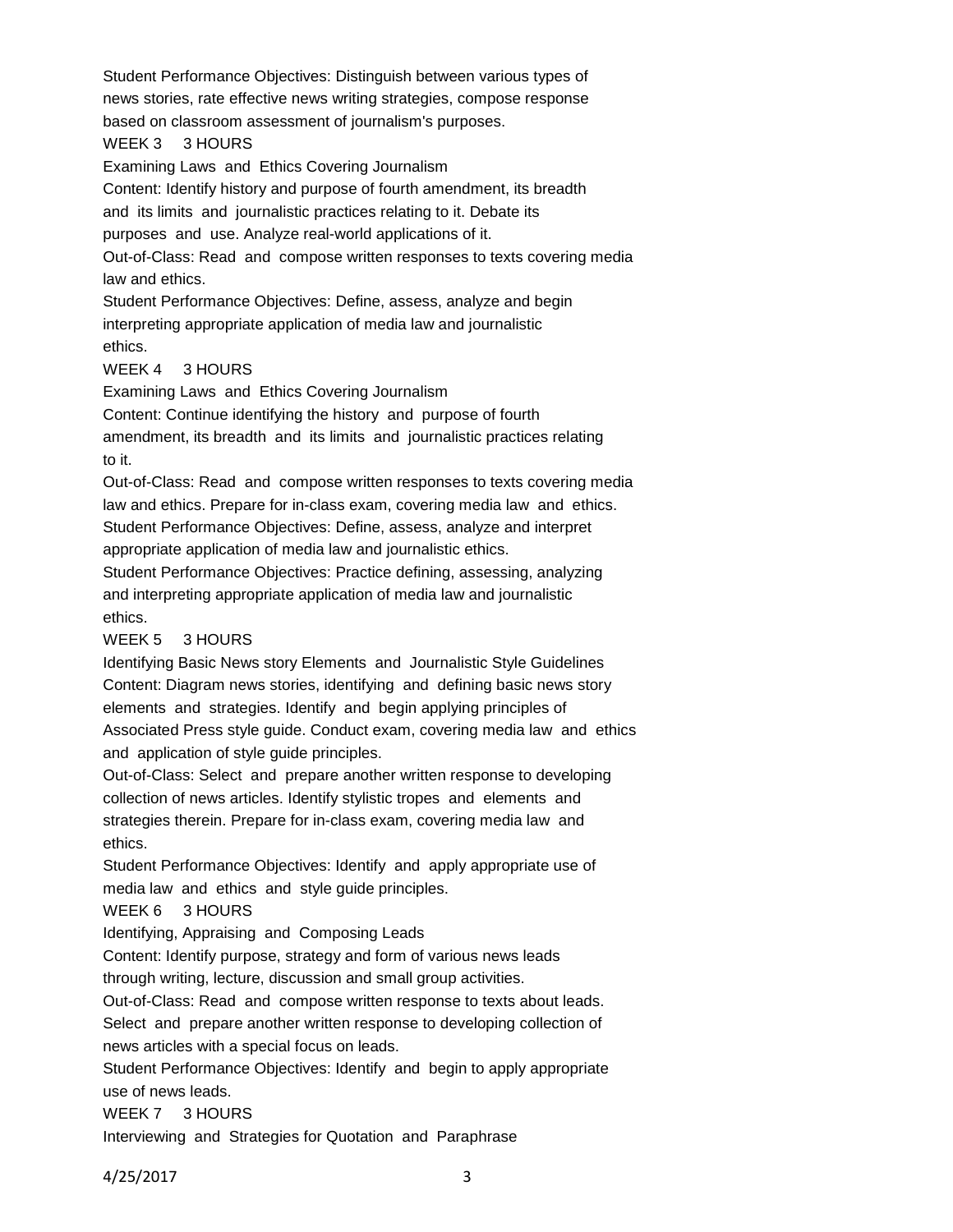Student Performance Objectives: Distinguish between various types of news stories, rate effective news writing strategies, compose response based on classroom assessment of journalism's purposes.

WEEK 3 3 HOURS

Examining Laws and Ethics Covering Journalism

Content: Identify history and purpose of fourth amendment, its breadth and its limits and journalistic practices relating to it. Debate its purposes and use. Analyze real-world applications of it.

Out-of-Class: Read and compose written responses to texts covering media law and ethics.

Student Performance Objectives: Define, assess, analyze and begin interpreting appropriate application of media law and journalistic ethics.

WEEK 4 3 HOURS

Examining Laws and Ethics Covering Journalism

Content: Continue identifying the history and purpose of fourth amendment, its breadth and its limits and journalistic practices relating to it.

Out-of-Class: Read and compose written responses to texts covering media law and ethics. Prepare for in-class exam, covering media law and ethics.

Student Performance Objectives: Define, assess, analyze and interpret appropriate application of media law and journalistic ethics.

Student Performance Objectives: Practice defining, assessing, analyzing and interpreting appropriate application of media law and journalistic ethics.

WEEK 5 3 HOURS

Identifying Basic News story Elements and Journalistic Style Guidelines

Content: Diagram news stories, identifying and defining basic news story elements and strategies. Identify and begin applying principles of Associated Press style guide. Conduct exam, covering media law and ethics and application of style guide principles.

Out-of-Class: Select and prepare another written response to developing collection of news articles. Identify stylistic tropes and elements and strategies therein. Prepare for in-class exam, covering media law and ethics.

Student Performance Objectives: Identify and apply appropriate use of media law and ethics and style guide principles.

WEEK 6 3 HOURS

Identifying, Appraising and Composing Leads

Content: Identify purpose, strategy and form of various news leads through writing, lecture, discussion and small group activities.

Out-of-Class: Read and compose written response to texts about leads. Select and prepare another written response to developing collection of news articles with a special focus on leads.

Student Performance Objectives: Identify and begin to apply appropriate use of news leads.

WEEK 7 3 HOURS

Interviewing and Strategies for Quotation and Paraphrase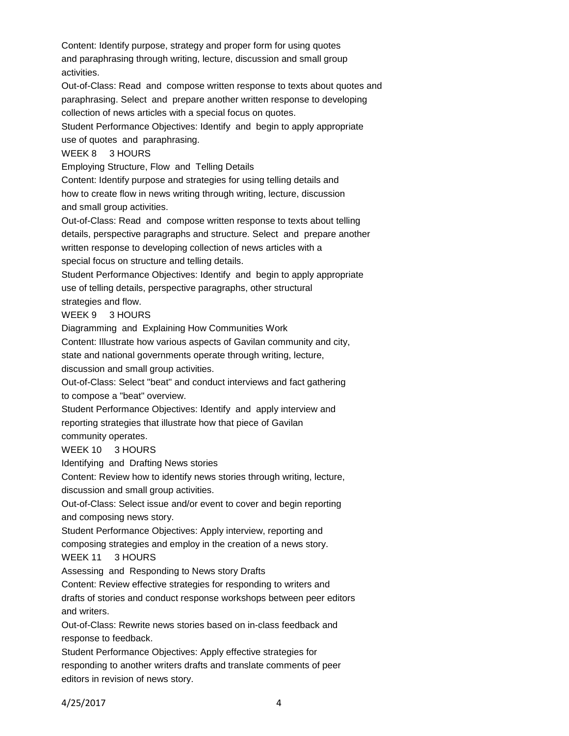Content: Identify purpose, strategy and proper form for using quotes and paraphrasing through writing, lecture, discussion and small group activities.

Out-of-Class: Read and compose written response to texts about quotes and paraphrasing. Select and prepare another written response to developing collection of news articles with a special focus on quotes.

Student Performance Objectives: Identify and begin to apply appropriate use of quotes and paraphrasing.

WEEK 8 3 HOURS

Employing Structure, Flow and Telling Details

Content: Identify purpose and strategies for using telling details and how to create flow in news writing through writing, lecture, discussion and small group activities.

Out-of-Class: Read and compose written response to texts about telling details, perspective paragraphs and structure. Select and prepare another written response to developing collection of news articles with a special focus on structure and telling details.

Student Performance Objectives: Identify and begin to apply appropriate use of telling details, perspective paragraphs, other structural strategies and flow.

WEEK 9 3 HOURS

Diagramming and Explaining How Communities Work

Content: Illustrate how various aspects of Gavilan community and city, state and national governments operate through writing, lecture, discussion and small group activities.

Out-of-Class: Select "beat" and conduct interviews and fact gathering to compose a "beat" overview.

Student Performance Objectives: Identify and apply interview and reporting strategies that illustrate how that piece of Gavilan community operates.

WEEK 10 3 HOURS

Identifying and Drafting News stories

Content: Review how to identify news stories through writing, lecture, discussion and small group activities.

Out-of-Class: Select issue and/or event to cover and begin reporting and composing news story.

Student Performance Objectives: Apply interview, reporting and composing strategies and employ in the creation of a news story.

WEEK 11 3 HOURS

Assessing and Responding to News story Drafts

Content: Review effective strategies for responding to writers and drafts of stories and conduct response workshops between peer editors and writers.

Out-of-Class: Rewrite news stories based on in-class feedback and response to feedback.

Student Performance Objectives: Apply effective strategies for responding to another writers drafts and translate comments of peer editors in revision of news story.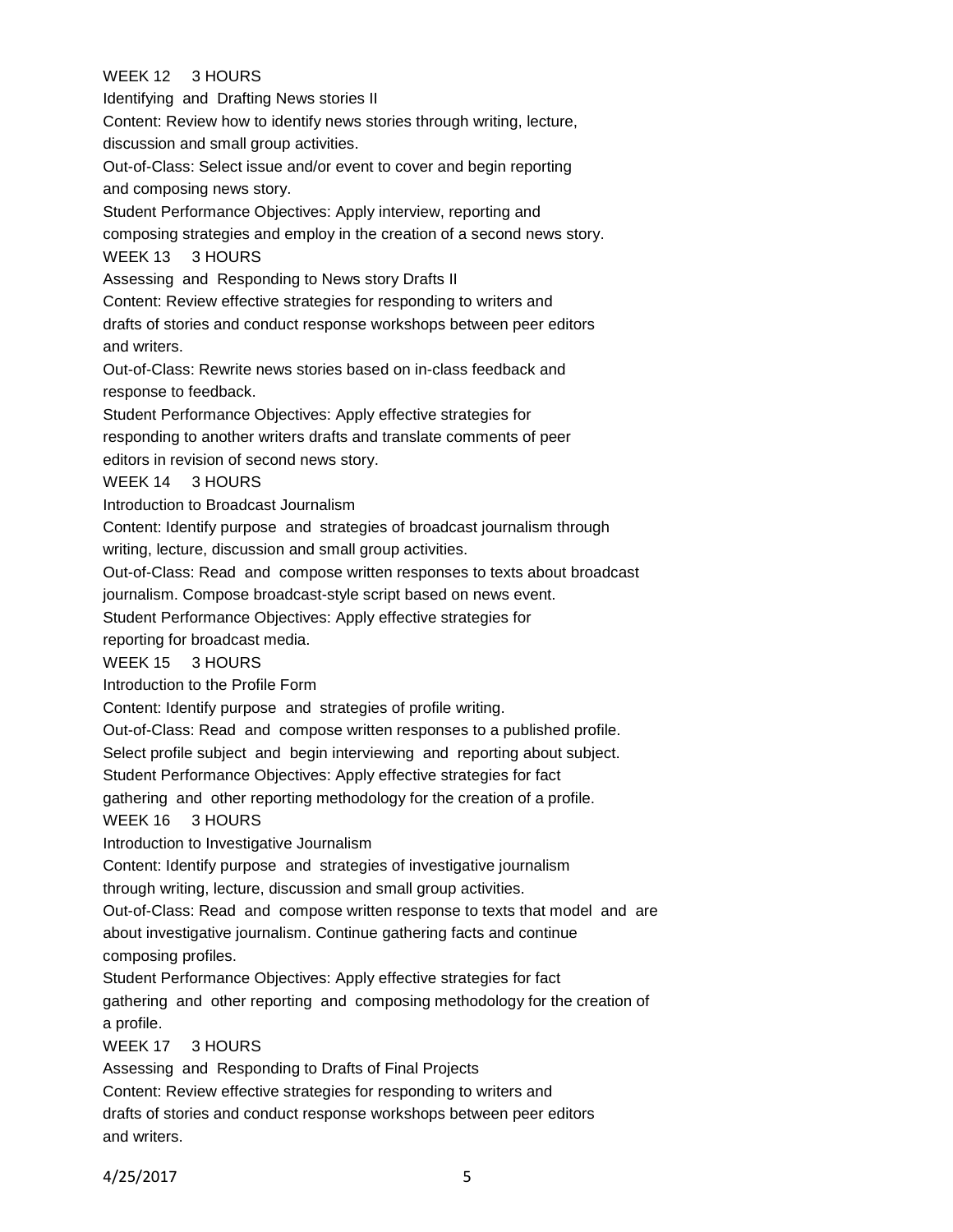WEEK 12 3 HOURS

Identifying and Drafting News stories II

Content: Review how to identify news stories through writing, lecture, discussion and small group activities.

Out-of-Class: Select issue and/or event to cover and begin reporting and composing news story.

Student Performance Objectives: Apply interview, reporting and composing strategies and employ in the creation of a second news story.

WEEK 13 3 HOURS

Assessing and Responding to News story Drafts II

Content: Review effective strategies for responding to writers and drafts of stories and conduct response workshops between peer editors and writers.

Out-of-Class: Rewrite news stories based on in-class feedback and response to feedback.

Student Performance Objectives: Apply effective strategies for responding to another writers drafts and translate comments of peer editors in revision of second news story.

WEEK 14 3 HOURS

Introduction to Broadcast Journalism

Content: Identify purpose and strategies of broadcast journalism through writing, lecture, discussion and small group activities.

Out-of-Class: Read and compose written responses to texts about broadcast journalism. Compose broadcast-style script based on news event.

Student Performance Objectives: Apply effective strategies for reporting for broadcast media.

WEEK 15 3 HOURS

Introduction to the Profile Form

Content: Identify purpose and strategies of profile writing.

Out-of-Class: Read and compose written responses to a published profile. Select profile subject and begin interviewing and reporting about subject.

Student Performance Objectives: Apply effective strategies for fact gathering and other reporting methodology for the creation of a profile.

WEEK 16 3 HOURS

Introduction to Investigative Journalism

Content: Identify purpose and strategies of investigative journalism through writing, lecture, discussion and small group activities.

Out-of-Class: Read and compose written response to texts that model and are about investigative journalism. Continue gathering facts and continue composing profiles.

Student Performance Objectives: Apply effective strategies for fact gathering and other reporting and composing methodology for the creation of a profile.

WEEK 17 3 HOURS

Assessing and Responding to Drafts of Final Projects

Content: Review effective strategies for responding to writers and drafts of stories and conduct response workshops between peer editors and writers.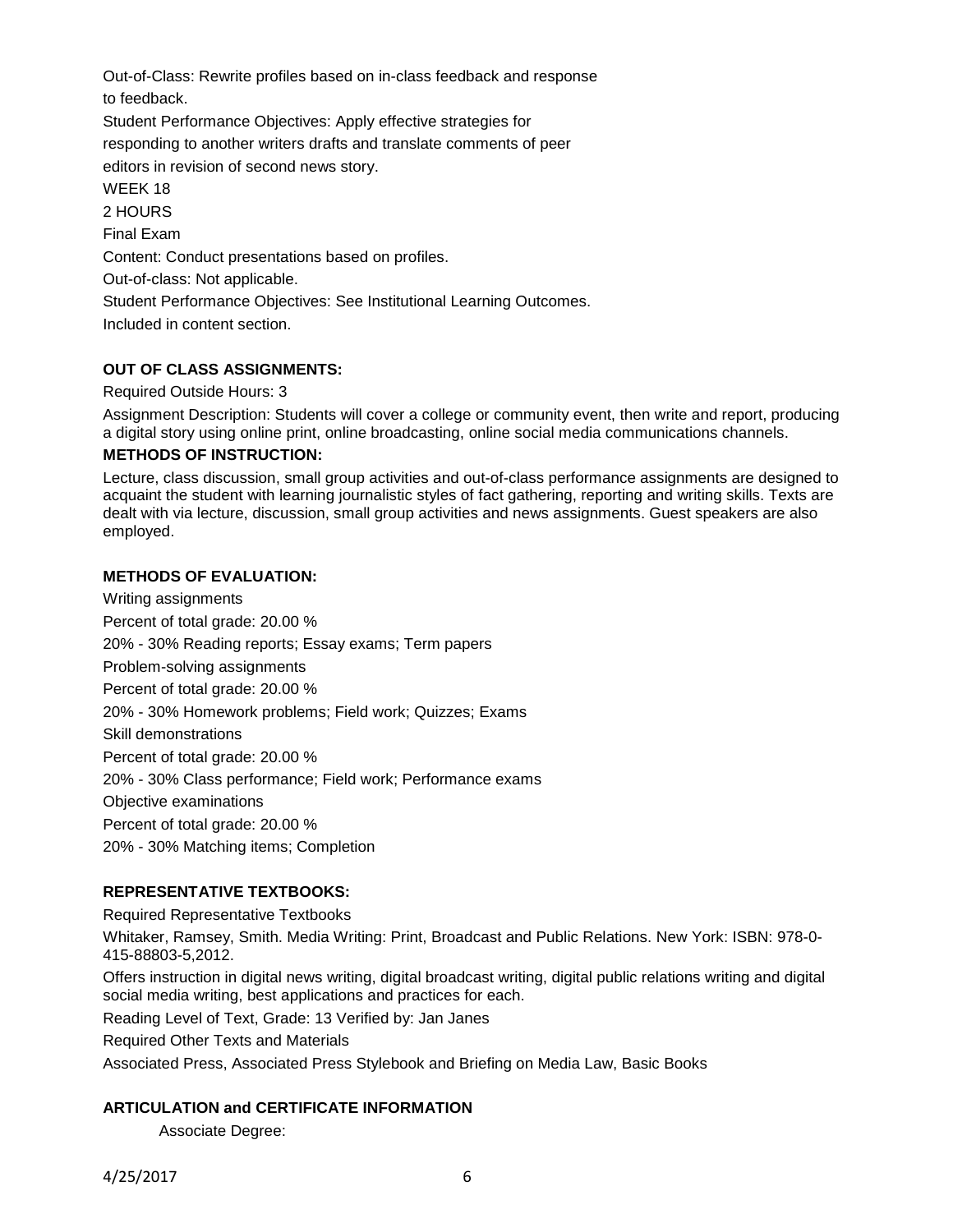Out-of-Class: Rewrite profiles based on in-class feedback and response to feedback.

Student Performance Objectives: Apply effective strategies for responding to another writers drafts and translate comments of peer editors in revision of second news story.

WEEK 18

2 HOURS

Final Exam

Content: Conduct presentations based on profiles.

Out-of-class: Not applicable.

Student Performance Objectives: See Institutional Learning Outcomes.

Included in content section.

**OUT OF CLASS ASSIGNMENTS:**

Required Outside Hours: 3

Assignment Description: Students will cover a college or community event, then write and report, producing a digital story using online print, online broadcasting, online social media communications channels.

**METHODS OF INSTRUCTION:**

Lecture, class discussion, small group activities and out-of-class performance assignments are designed to acquaint the student with learning journalistic styles of fact gathering, reporting and writing skills. Texts are dealt with via lecture, discussion, small group activities and news assignments. Guest speakers are also employed.

**METHODS OF EVALUATION:**

Writing assignments

Percent of total grade: 20.00 %

20% - 30% Reading reports; Essay exams; Term papers

Problem-solving assignments

Percent of total grade: 20.00 %

20% - 30% Homework problems; Field work; Quizzes; Exams

Skill demonstrations

Percent of total grade: 20.00 %

20% - 30% Class performance; Field work; Performance exams

Objective examinations

Percent of total grade: 20.00 %

20% - 30% Matching items; Completion

**REPRESENTATIVE TEXTBOOKS:**

Required Representative Textbooks

Whitaker, Ramsey, Smith. Media Writing: Print, Broadcast and Public Relations. New York: ISBN: 978-0-415-88803-5,2012.

Offers instruction in digital news writing, digital broadcast writing, digital public relations writing and digital social media writing, best applications and practices for each.

Reading Level of Text, Grade: 13 Verified by: Jan Janes

Required Other Texts and Materials

Associated Press, Associated Press Stylebook and Briefing on Media Law, Basic Books

**ARTICULATION and CERTIFICATE INFORMATION**

Associate Degree: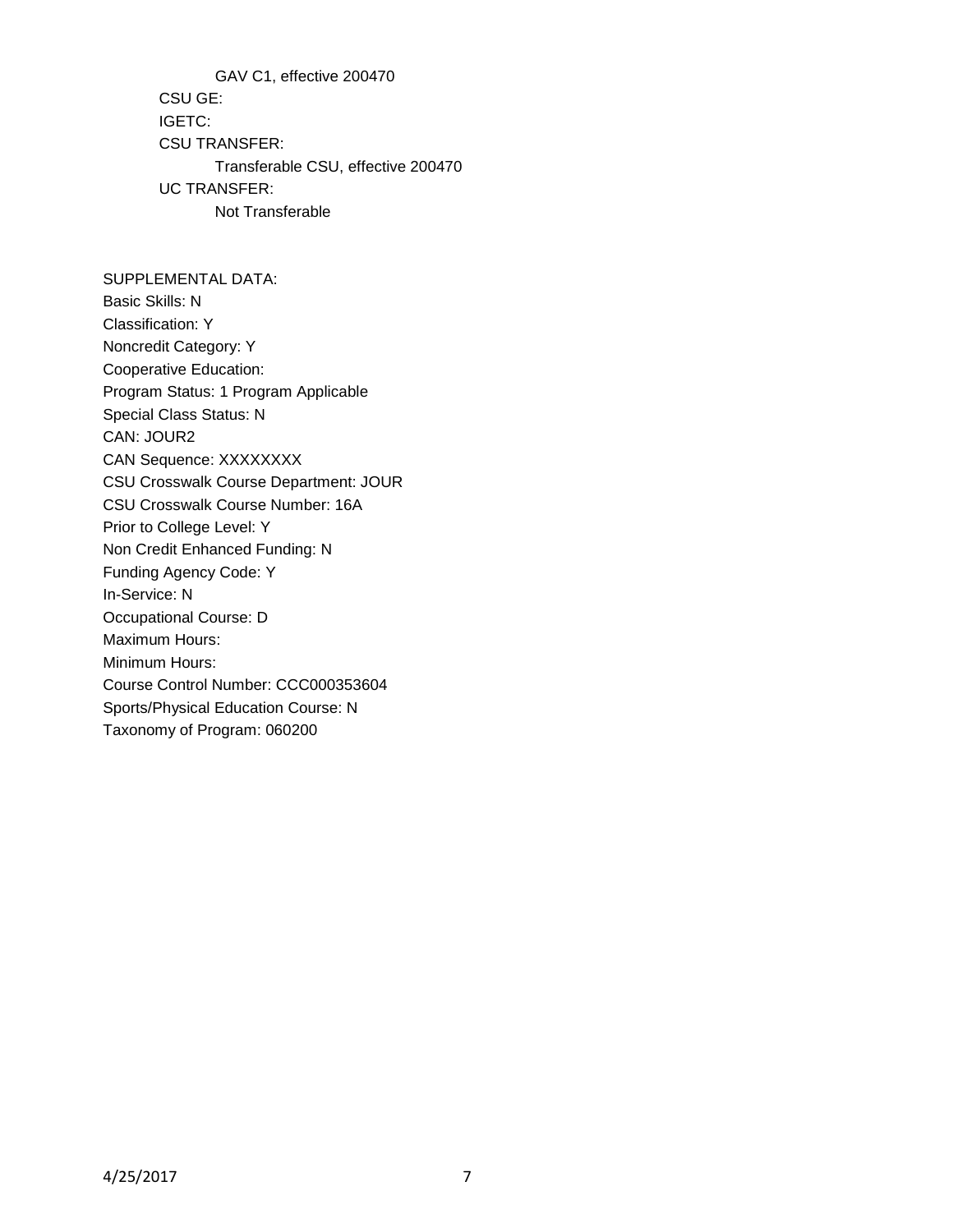GAV C1, effective 200470

CSU GE:

IGETC:

CSU TRANSFER:

Transferable CSU, effective 200470

UC TRANSFER:

Not Transferable

SUPPLEMENTAL DATA:

Basic Skills: N

Classification: Y

Noncredit Category: Y

Cooperative Education:

Program Status: 1 Program Applicable

Special Class Status: N

CAN: JOUR2

CAN Sequence: XXXXXXXX

CSU Crosswalk Course Department: JOUR

CSU Crosswalk Course Number: 16A

Prior to College Level: Y

Non Credit Enhanced Funding: N

Funding Agency Code: Y

In-Service: N

Occupational Course: D

Maximum Hours:

Minimum Hours:

Course Control Number: CCC000353604

Sports/Physical Education Course: N

Taxonomy of Program: 060200